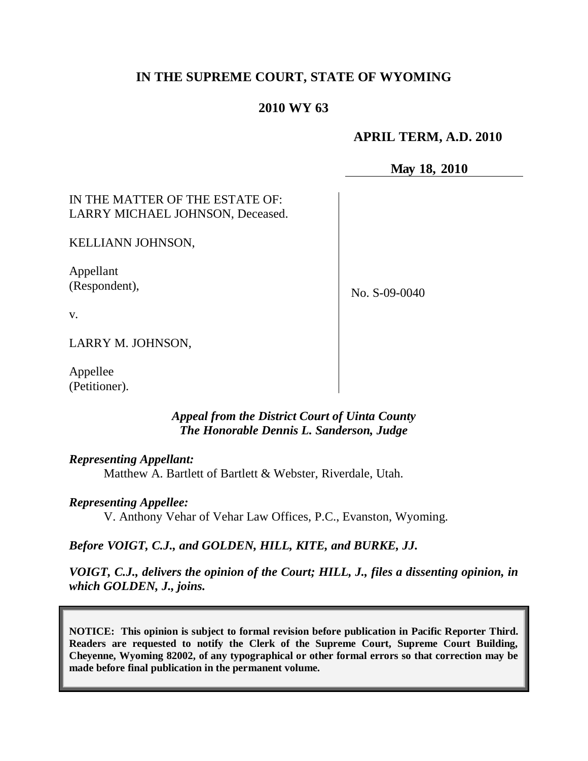# IN THE SUPREME COURT, STATE OF WYOMING

## 2010 WY 63

**APRIL TERM, A.D. 2010**

**May 18, 2010**

| | |
|---|---|
| IN THE MATTER OF THE ESTATE OF: LARRY MICHAEL JOHNSON, Deceased.<br><br>KELLIANN JOHNSON,<br><br>Appellant (Respondent),<br><br>v.<br><br>LARRY M. JOHNSON,<br><br>Appellee (Petitioner). | No. S-09-0040 |

***Appeal from the District Court of Uinta County***
***The Honorable Dennis L. Sanderson, Judge***

***Representing Appellant:***

Matthew A. Bartlett of Bartlett & Webster, Riverdale, Utah.

***Representing Appellee:***

V. Anthony Vehar of Vehar Law Offices, P.C., Evanston, Wyoming.

***Before VOIGT, C.J., and GOLDEN, HILL, KITE, and BURKE, JJ.***

***VOIGT, C.J., delivers the opinion of the Court; HILL, J., files a dissenting opinion, in which GOLDEN, J., joins.***

**NOTICE: This opinion is subject to formal revision before publication in Pacific Reporter Third. Readers are requested to notify the Clerk of the Supreme Court, Supreme Court Building, Cheyenne, Wyoming 82002, of any typographical or other formal errors so that correction may be made before final publication in the permanent volume.**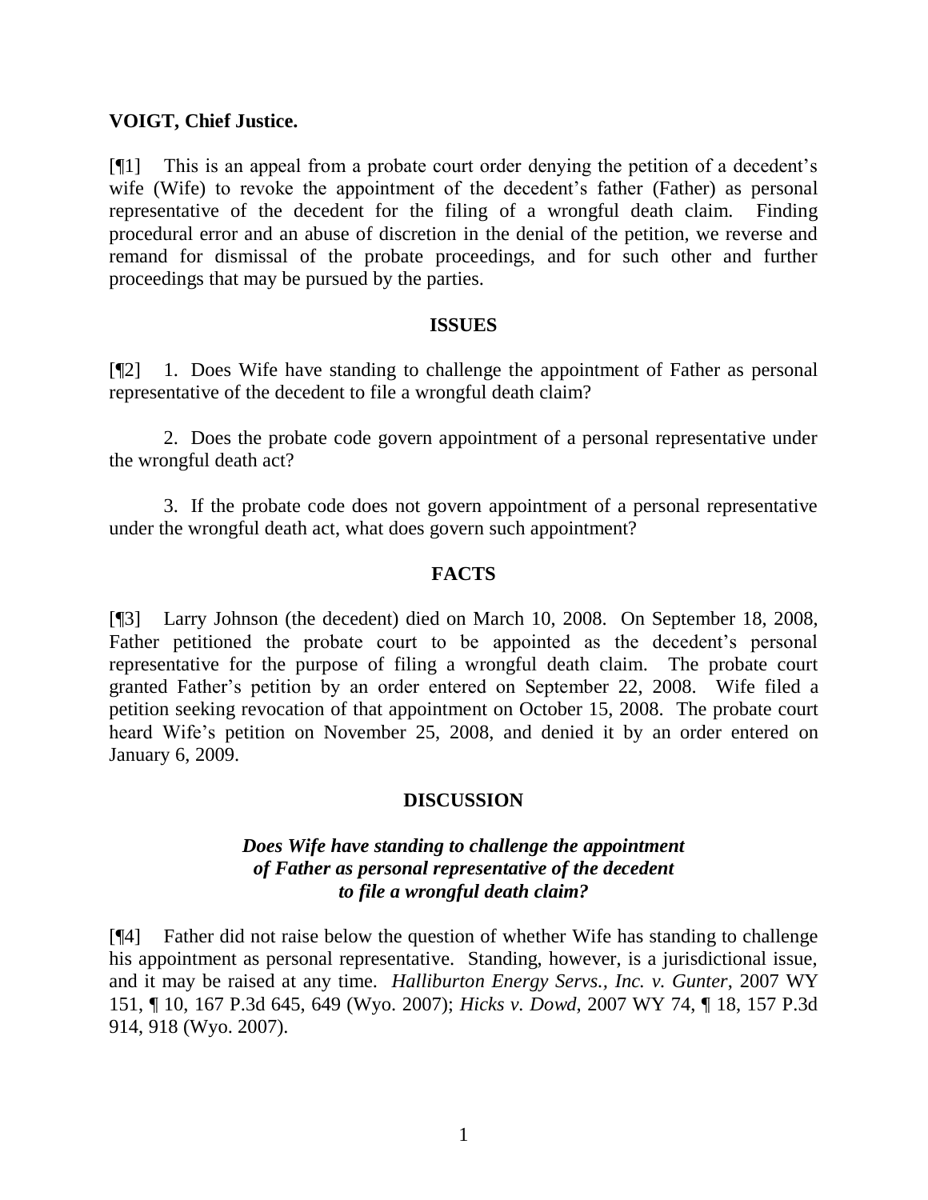**VOIGT, Chief Justice.**

[¶1] This is an appeal from a probate court order denying the petition of a decedent's wife (Wife) to revoke the appointment of the decedent's father (Father) as personal representative of the decedent for the filing of a wrongful death claim. Finding procedural error and an abuse of discretion in the denial of the petition, we reverse and remand for dismissal of the probate proceedings, and for such other and further proceedings that may be pursued by the parties.

## ISSUES

[¶2] 1. Does Wife have standing to challenge the appointment of Father as personal representative of the decedent to file a wrongful death claim?

2. Does the probate code govern appointment of a personal representative under the wrongful death act?

3. If the probate code does not govern appointment of a personal representative under the wrongful death act, what does govern such appointment?

## FACTS

[¶3] Larry Johnson (the decedent) died on March 10, 2008. On September 18, 2008, Father petitioned the probate court to be appointed as the decedent's personal representative for the purpose of filing a wrongful death claim. The probate court granted Father's petition by an order entered on September 22, 2008. Wife filed a petition seeking revocation of that appointment on October 15, 2008. The probate court heard Wife's petition on November 25, 2008, and denied it by an order entered on January 6, 2009.

## DISCUSSION

### *Does Wife have standing to challenge the appointment of Father as personal representative of the decedent to file a wrongful death claim?*

[¶4] Father did not raise below the question of whether Wife has standing to challenge his appointment as personal representative. Standing, however, is a jurisdictional issue, and it may be raised at any time. *Halliburton Energy Servs., Inc. v. Gunter*, 2007 WY 151, ¶ 10, 167 P.3d 645, 649 (Wyo. 2007); *Hicks v. Dowd*, 2007 WY 74, ¶ 18, 157 P.3d 914, 918 (Wyo. 2007).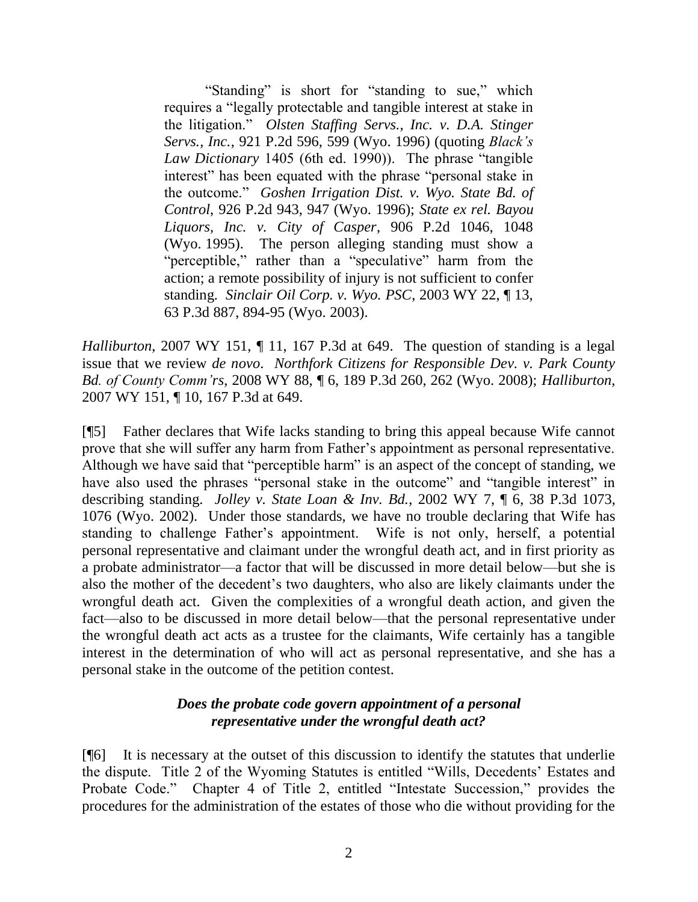> "Standing" is short for "standing to sue," which requires a "legally protectable and tangible interest at stake in the litigation." *Olsten Staffing Servs., Inc. v. D.A. Stinger Servs., Inc.*, 921 P.2d 596, 599 (Wyo. 1996) (quoting *Black's Law Dictionary* 1405 (6th ed. 1990)). The phrase "tangible interest" has been equated with the phrase "personal stake in the outcome." *Goshen Irrigation Dist. v. Wyo. State Bd. of Control*, 926 P.2d 943, 947 (Wyo. 1996); *State ex rel. Bayou Liquors, Inc. v. City of Casper*, 906 P.2d 1046, 1048 (Wyo. 1995). The person alleging standing must show a "perceptible," rather than a "speculative" harm from the action; a remote possibility of injury is not sufficient to confer standing. *Sinclair Oil Corp. v. Wyo. PSC*, 2003 WY 22, ¶ 13, 63 P.3d 887, 894-95 (Wyo. 2003).

*Halliburton*, 2007 WY 151, ¶ 11, 167 P.3d at 649. The question of standing is a legal issue that we review *de novo*. *Northfork Citizens for Responsible Dev. v. Park County Bd. of County Comm'rs*, 2008 WY 88, ¶ 6, 189 P.3d 260, 262 (Wyo. 2008); *Halliburton*, 2007 WY 151, ¶ 10, 167 P.3d at 649.

[¶5] Father declares that Wife lacks standing to bring this appeal because Wife cannot prove that she will suffer any harm from Father's appointment as personal representative. Although we have said that "perceptible harm" is an aspect of the concept of standing, we have also used the phrases "personal stake in the outcome" and "tangible interest" in describing standing. *Jolley v. State Loan & Inv. Bd.*, 2002 WY 7, ¶ 6, 38 P.3d 1073, 1076 (Wyo. 2002). Under those standards, we have no trouble declaring that Wife has standing to challenge Father's appointment. Wife is not only, herself, a potential personal representative and claimant under the wrongful death act, and in first priority as a probate administrator—a factor that will be discussed in more detail below—but she is also the mother of the decedent's two daughters, who also are likely claimants under the wrongful death act. Given the complexities of a wrongful death action, and given the fact—also to be discussed in more detail below—that the personal representative under the wrongful death act acts as a trustee for the claimants, Wife certainly has a tangible interest in the determination of who will act as personal representative, and she has a personal stake in the outcome of the petition contest.

### *Does the probate code govern appointment of a personal representative under the wrongful death act?*

[¶6] It is necessary at the outset of this discussion to identify the statutes that underlie the dispute. Title 2 of the Wyoming Statutes is entitled "Wills, Decedents' Estates and Probate Code." Chapter 4 of Title 2, entitled "Intestate Succession," provides the procedures for the administration of the estates of those who die without providing for the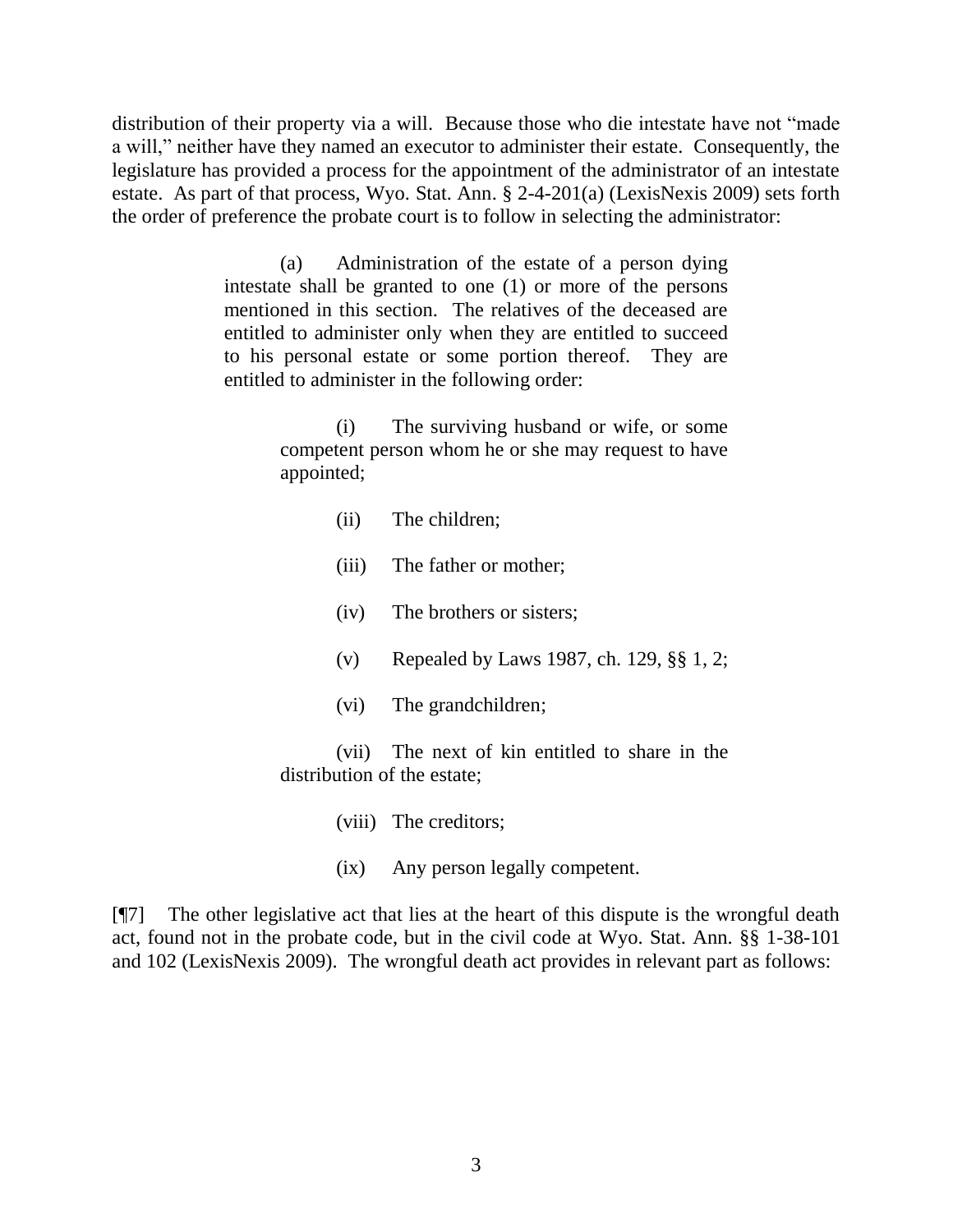distribution of their property via a will. Because those who die intestate have not "made a will," neither have they named an executor to administer their estate. Consequently, the legislature has provided a process for the appointment of the administrator of an intestate estate. As part of that process, Wyo. Stat. Ann. § 2-4-201(a) (LexisNexis 2009) sets forth the order of preference the probate court is to follow in selecting the administrator:

> (a) Administration of the estate of a person dying intestate shall be granted to one (1) or more of the persons mentioned in this section. The relatives of the deceased are entitled to administer only when they are entitled to succeed to his personal estate or some portion thereof. They are entitled to administer in the following order:
>
> (i) The surviving husband or wife, or some competent person whom he or she may request to have appointed;
>
> (ii) The children;
>
> (iii) The father or mother;
>
> (iv) The brothers or sisters;
>
> (v) Repealed by Laws 1987, ch. 129, §§ 1, 2;
>
> (vi) The grandchildren;
>
> (vii) The next of kin entitled to share in the distribution of the estate;
>
> (viii) The creditors;
>
> (ix) Any person legally competent.

[¶7] The other legislative act that lies at the heart of this dispute is the wrongful death act, found not in the probate code, but in the civil code at Wyo. Stat. Ann. §§ 1-38-101 and 102 (LexisNexis 2009). The wrongful death act provides in relevant part as follows: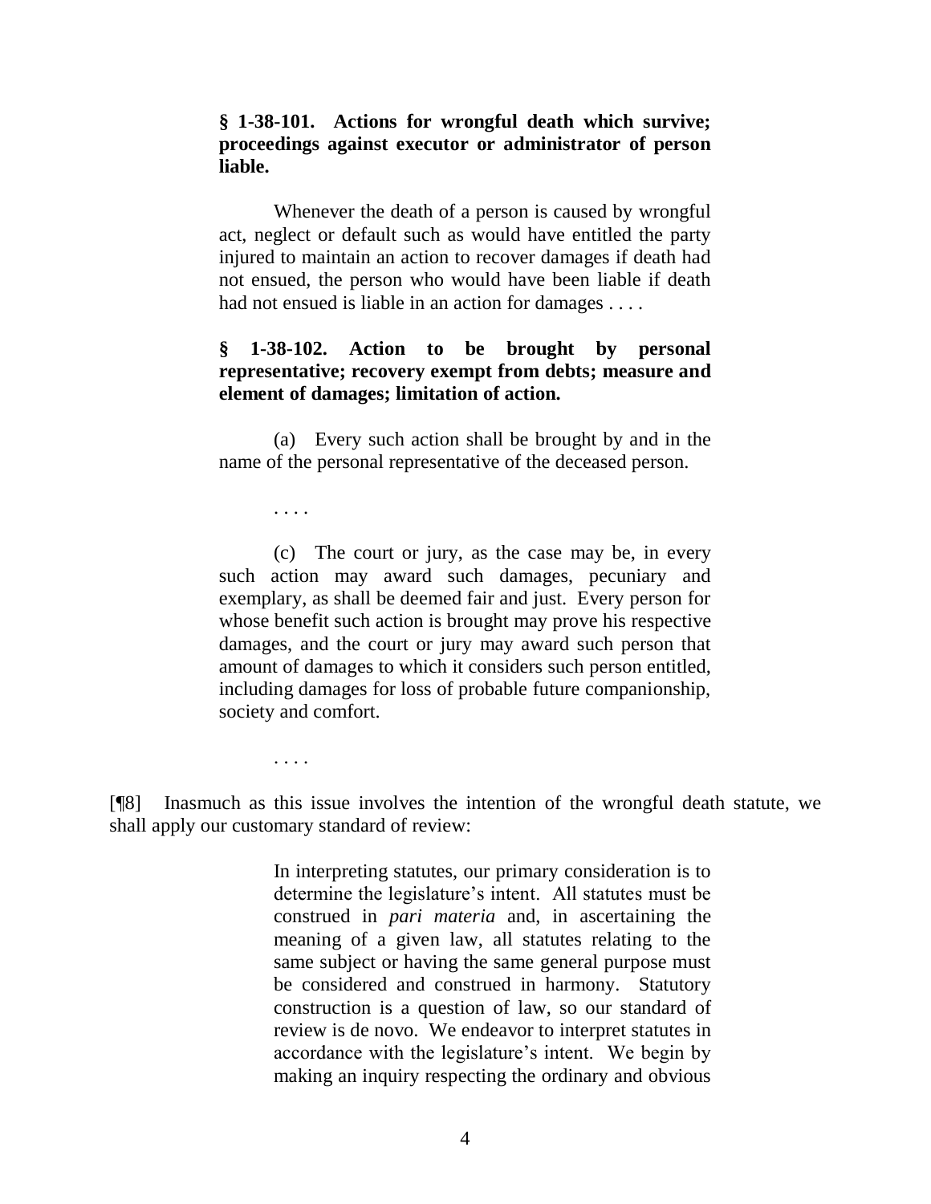> **§ 1-38-101. Actions for wrongful death which survive; proceedings against executor or administrator of person liable.**
>
> Whenever the death of a person is caused by wrongful act, neglect or default such as would have entitled the party injured to maintain an action to recover damages if death had not ensued, the person who would have been liable if death had not ensued is liable in an action for damages . . . .
>
> **§ 1-38-102. Action to be brought by personal representative; recovery exempt from debts; measure and element of damages; limitation of action.**
>
> (a) Every such action shall be brought by and in the name of the personal representative of the deceased person.
>
> . . . .
>
> (c) The court or jury, as the case may be, in every such action may award such damages, pecuniary and exemplary, as shall be deemed fair and just. Every person for whose benefit such action is brought may prove his respective damages, and the court or jury may award such person that amount of damages to which it considers such person entitled, including damages for loss of probable future companionship, society and comfort.
>
> . . . .

[¶8] Inasmuch as this issue involves the intention of the wrongful death statute, we shall apply our customary standard of review:

> In interpreting statutes, our primary consideration is to determine the legislature's intent. All statutes must be construed in *pari materia* and, in ascertaining the meaning of a given law, all statutes relating to the same subject or having the same general purpose must be considered and construed in harmony. Statutory construction is a question of law, so our standard of review is de novo. We endeavor to interpret statutes in accordance with the legislature's intent. We begin by making an inquiry respecting the ordinary and obvious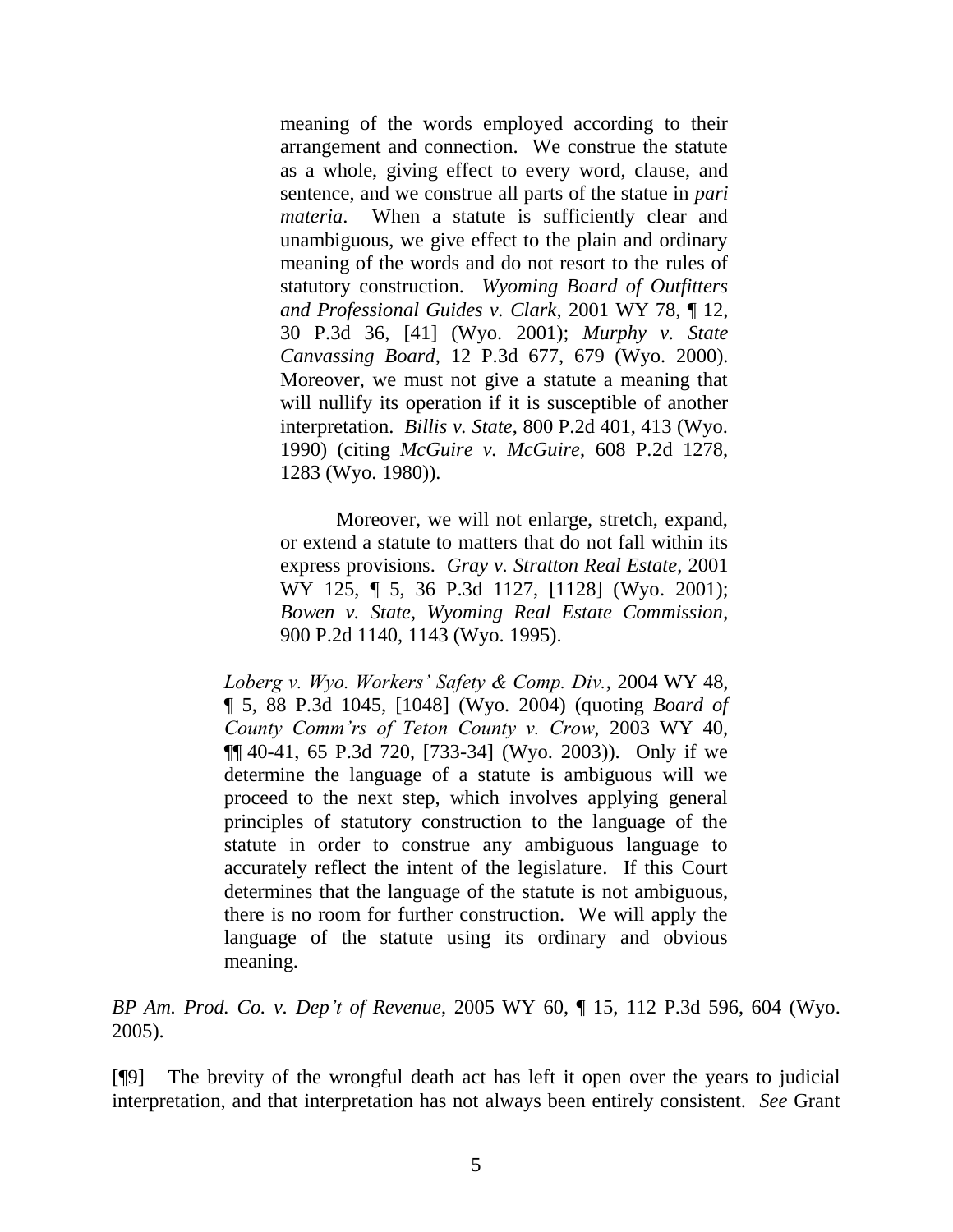> > meaning of the words employed according to their arrangement and connection. We construe the statute as a whole, giving effect to every word, clause, and sentence, and we construe all parts of the statue in *pari materia*. When a statute is sufficiently clear and unambiguous, we give effect to the plain and ordinary meaning of the words and do not resort to the rules of statutory construction. *Wyoming Board of Outfitters and Professional Guides v. Clark*, 2001 WY 78, ¶ 12, 30 P.3d 36, [41] (Wyo. 2001); *Murphy v. State Canvassing Board*, 12 P.3d 677, 679 (Wyo. 2000). Moreover, we must not give a statute a meaning that will nullify its operation if it is susceptible of another interpretation. *Billis v. State*, 800 P.2d 401, 413 (Wyo. 1990) (citing *McGuire v. McGuire*, 608 P.2d 1278, 1283 (Wyo. 1980)).
> >
> > Moreover, we will not enlarge, stretch, expand, or extend a statute to matters that do not fall within its express provisions. *Gray v. Stratton Real Estate*, 2001 WY 125, ¶ 5, 36 P.3d 1127, [1128] (Wyo. 2001); *Bowen v. State, Wyoming Real Estate Commission*, 900 P.2d 1140, 1143 (Wyo. 1995).
>
> *Loberg v. Wyo. Workers' Safety & Comp. Div.*, 2004 WY 48, ¶ 5, 88 P.3d 1045, [1048] (Wyo. 2004) (quoting *Board of County Comm'rs of Teton County v. Crow*, 2003 WY 40, ¶¶ 40-41, 65 P.3d 720, [733-34] (Wyo. 2003)). Only if we determine the language of a statute is ambiguous will we proceed to the next step, which involves applying general principles of statutory construction to the language of the statute in order to construe any ambiguous language to accurately reflect the intent of the legislature. If this Court determines that the language of the statute is not ambiguous, there is no room for further construction. We will apply the language of the statute using its ordinary and obvious meaning.

*BP Am. Prod. Co. v. Dep't of Revenue*, 2005 WY 60, ¶ 15, 112 P.3d 596, 604 (Wyo. 2005).

[¶9] The brevity of the wrongful death act has left it open over the years to judicial interpretation, and that interpretation has not always been entirely consistent. *See* Grant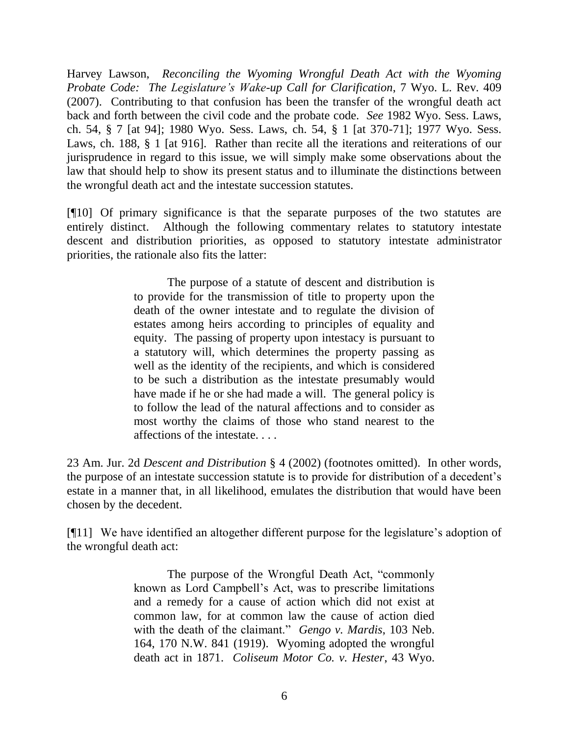Harvey Lawson, *Reconciling the Wyoming Wrongful Death Act with the Wyoming Probate Code: The Legislature's Wake-up Call for Clarification*, 7 Wyo. L. Rev. 409 (2007). Contributing to that confusion has been the transfer of the wrongful death act back and forth between the civil code and the probate code. *See* 1982 Wyo. Sess. Laws, ch. 54, § 7 [at 94]; 1980 Wyo. Sess. Laws, ch. 54, § 1 [at 370-71]; 1977 Wyo. Sess. Laws, ch. 188, § 1 [at 916]. Rather than recite all the iterations and reiterations of our jurisprudence in regard to this issue, we will simply make some observations about the law that should help to show its present status and to illuminate the distinctions between the wrongful death act and the intestate succession statutes.

[¶10] Of primary significance is that the separate purposes of the two statutes are entirely distinct. Although the following commentary relates to statutory intestate descent and distribution priorities, as opposed to statutory intestate administrator priorities, the rationale also fits the latter:

> The purpose of a statute of descent and distribution is to provide for the transmission of title to property upon the death of the owner intestate and to regulate the division of estates among heirs according to principles of equality and equity. The passing of property upon intestacy is pursuant to a statutory will, which determines the property passing as well as the identity of the recipients, and which is considered to be such a distribution as the intestate presumably would have made if he or she had made a will. The general policy is to follow the lead of the natural affections and to consider as most worthy the claims of those who stand nearest to the affections of the intestate. . . .

23 Am. Jur. 2d *Descent and Distribution* § 4 (2002) (footnotes omitted). In other words, the purpose of an intestate succession statute is to provide for distribution of a decedent's estate in a manner that, in all likelihood, emulates the distribution that would have been chosen by the decedent.

[¶11] We have identified an altogether different purpose for the legislature's adoption of the wrongful death act:

> The purpose of the Wrongful Death Act, "commonly known as Lord Campbell's Act, was to prescribe limitations and a remedy for a cause of action which did not exist at common law, for at common law the cause of action died with the death of the claimant." *Gengo v. Mardis*, 103 Neb. 164, 170 N.W. 841 (1919). Wyoming adopted the wrongful death act in 1871. *Coliseum Motor Co. v. Hester*, 43 Wyo.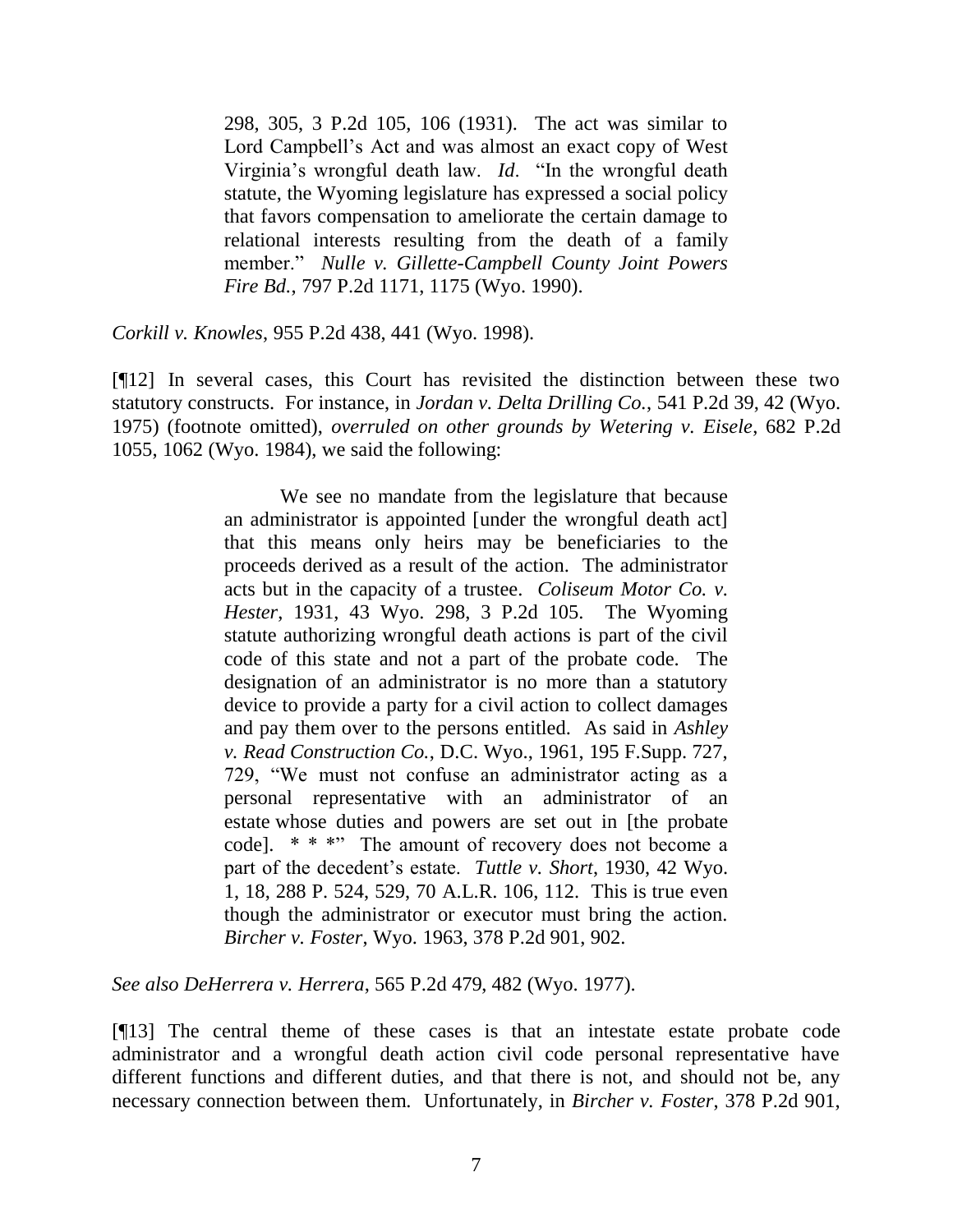> 298, 305, 3 P.2d 105, 106 (1931). The act was similar to Lord Campbell's Act and was almost an exact copy of West Virginia's wrongful death law. *Id*. "In the wrongful death statute, the Wyoming legislature has expressed a social policy that favors compensation to ameliorate the certain damage to relational interests resulting from the death of a family member." *Nulle v. Gillette-Campbell County Joint Powers Fire Bd.*, 797 P.2d 1171, 1175 (Wyo. 1990).

*Corkill v. Knowles*, 955 P.2d 438, 441 (Wyo. 1998).

[¶12] In several cases, this Court has revisited the distinction between these two statutory constructs. For instance, in *Jordan v. Delta Drilling Co.*, 541 P.2d 39, 42 (Wyo. 1975) (footnote omitted), *overruled on other grounds by Wetering v. Eisele*, 682 P.2d 1055, 1062 (Wyo. 1984), we said the following:

> We see no mandate from the legislature that because an administrator is appointed [under the wrongful death act] that this means only heirs may be beneficiaries to the proceeds derived as a result of the action. The administrator acts but in the capacity of a trustee. *Coliseum Motor Co. v. Hester*, 1931, 43 Wyo. 298, 3 P.2d 105. The Wyoming statute authorizing wrongful death actions is part of the civil code of this state and not a part of the probate code. The designation of an administrator is no more than a statutory device to provide a party for a civil action to collect damages and pay them over to the persons entitled. As said in *Ashley v. Read Construction Co.*, D.C. Wyo., 1961, 195 F.Supp. 727, 729, "We must not confuse an administrator acting as a personal representative with an administrator of an estate whose duties and powers are set out in [the probate code]. * * *" The amount of recovery does not become a part of the decedent's estate. *Tuttle v. Short*, 1930, 42 Wyo. 1, 18, 288 P. 524, 529, 70 A.L.R. 106, 112. This is true even though the administrator or executor must bring the action. *Bircher v. Foster*, Wyo. 1963, 378 P.2d 901, 902.

*See also DeHerrera v. Herrera*, 565 P.2d 479, 482 (Wyo. 1977).

[¶13] The central theme of these cases is that an intestate estate probate code administrator and a wrongful death action civil code personal representative have different functions and different duties, and that there is not, and should not be, any necessary connection between them. Unfortunately, in *Bircher v. Foster*, 378 P.2d 901,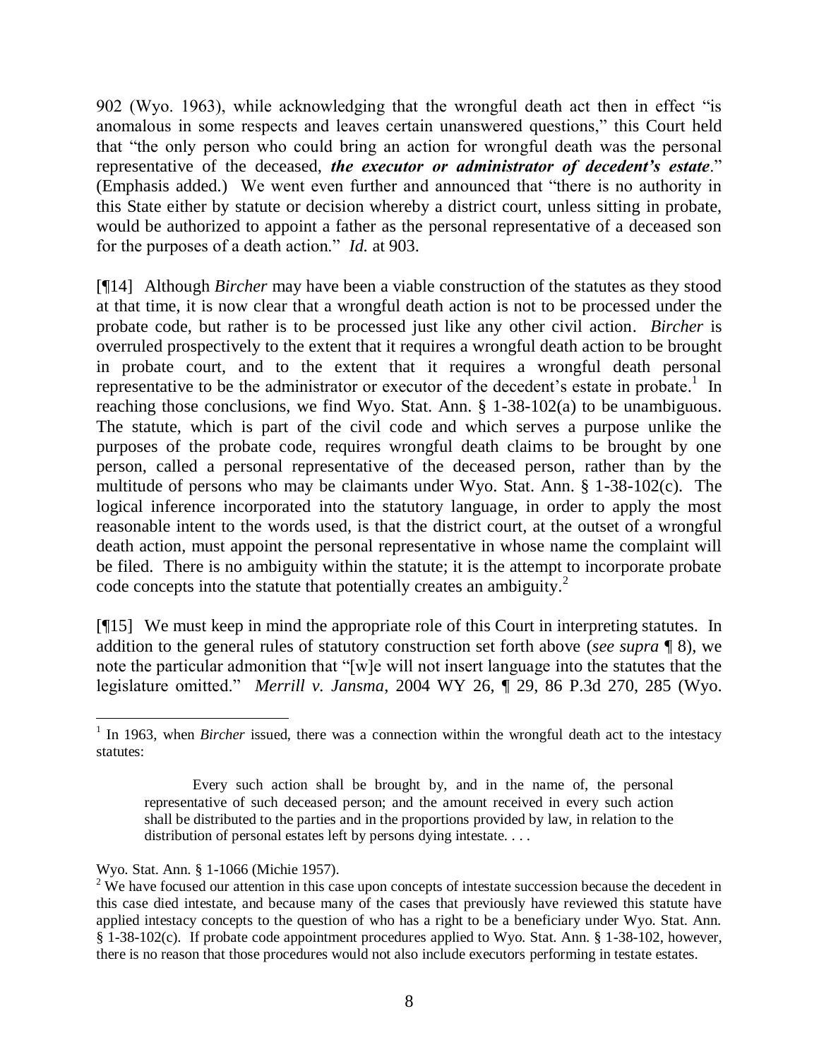902 (Wyo. 1963), while acknowledging that the wrongful death act then in effect "is anomalous in some respects and leaves certain unanswered questions," this Court held that "the only person who could bring an action for wrongful death was the personal representative of the deceased, ***the executor or administrator of decedent's estate***." (Emphasis added.) We went even further and announced that "there is no authority in this State either by statute or decision whereby a district court, unless sitting in probate, would be authorized to appoint a father as the personal representative of a deceased son for the purposes of a death action." *Id.* at 903.

[¶14] Although *Bircher* may have been a viable construction of the statutes as they stood at that time, it is now clear that a wrongful death action is not to be processed under the probate code, but rather is to be processed just like any other civil action. *Bircher* is overruled prospectively to the extent that it requires a wrongful death action to be brought in probate court, and to the extent that it requires a wrongful death personal representative to be the administrator or executor of the decedent's estate in probate.[1] In reaching those conclusions, we find Wyo. Stat. Ann. § 1-38-102(a) to be unambiguous. The statute, which is part of the civil code and which serves a purpose unlike the purposes of the probate code, requires wrongful death claims to be brought by one person, called a personal representative of the deceased person, rather than by the multitude of persons who may be claimants under Wyo. Stat. Ann. § 1-38-102(c). The logical inference incorporated into the statutory language, in order to apply the most reasonable intent to the words used, is that the district court, at the outset of a wrongful death action, must appoint the personal representative in whose name the complaint will be filed. There is no ambiguity within the statute; it is the attempt to incorporate probate code concepts into the statute that potentially creates an ambiguity.[2]

[¶15] We must keep in mind the appropriate role of this Court in interpreting statutes. In addition to the general rules of statutory construction set forth above (*see supra* ¶ 8), we note the particular admonition that "[w]e will not insert language into the statutes that the legislature omitted." *Merrill v. Jansma*, 2004 WY 26, ¶ 29, 86 P.3d 270, 285 (Wyo.

---

[1] In 1963, when *Bircher* issued, there was a connection within the wrongful death act to the intestacy statutes:

> Every such action shall be brought by, and in the name of, the personal representative of such deceased person; and the amount received in every such action shall be distributed to the parties and in the proportions provided by law, in relation to the distribution of personal estates left by persons dying intestate. . . .

Wyo. Stat. Ann. § 1-1066 (Michie 1957).

[2] We have focused our attention in this case upon concepts of intestate succession because the decedent in this case died intestate, and because many of the cases that previously have reviewed this statute have applied intestacy concepts to the question of who has a right to be a beneficiary under Wyo. Stat. Ann. § 1-38-102(c). If probate code appointment procedures applied to Wyo. Stat. Ann. § 1-38-102, however, there is no reason that those procedures would not also include executors performing in testate estates.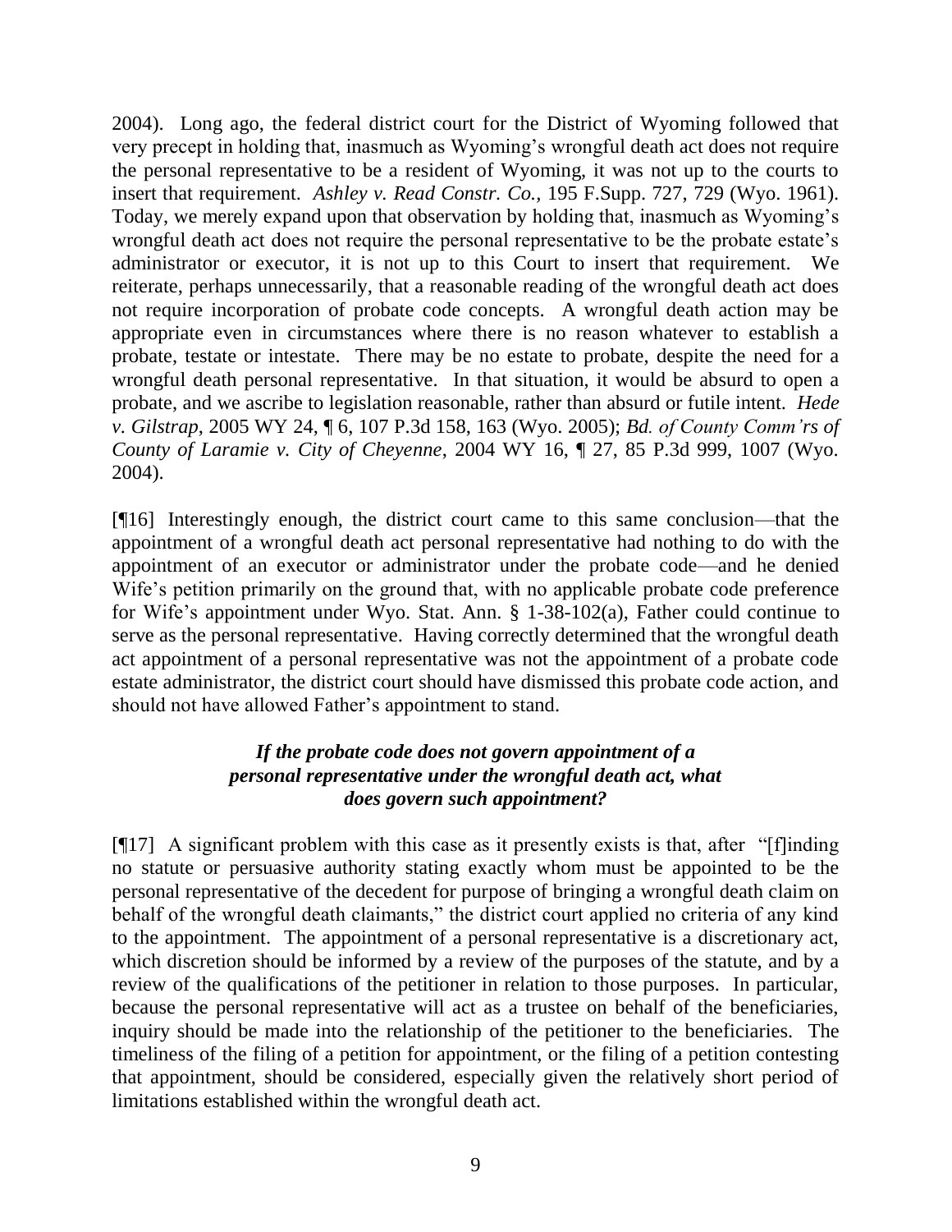2004). Long ago, the federal district court for the District of Wyoming followed that very precept in holding that, inasmuch as Wyoming's wrongful death act does not require the personal representative to be a resident of Wyoming, it was not up to the courts to insert that requirement. *Ashley v. Read Constr. Co.*, 195 F.Supp. 727, 729 (Wyo. 1961). Today, we merely expand upon that observation by holding that, inasmuch as Wyoming's wrongful death act does not require the personal representative to be the probate estate's administrator or executor, it is not up to this Court to insert that requirement. We reiterate, perhaps unnecessarily, that a reasonable reading of the wrongful death act does not require incorporation of probate code concepts. A wrongful death action may be appropriate even in circumstances where there is no reason whatever to establish a probate, testate or intestate. There may be no estate to probate, despite the need for a wrongful death personal representative. In that situation, it would be absurd to open a probate, and we ascribe to legislation reasonable, rather than absurd or futile intent. *Hede v. Gilstrap*, 2005 WY 24, ¶ 6, 107 P.3d 158, 163 (Wyo. 2005); *Bd. of County Comm'rs of County of Laramie v. City of Cheyenne*, 2004 WY 16, ¶ 27, 85 P.3d 999, 1007 (Wyo. 2004).

[¶16] Interestingly enough, the district court came to this same conclusion—that the appointment of a wrongful death act personal representative had nothing to do with the appointment of an executor or administrator under the probate code—and he denied Wife's petition primarily on the ground that, with no applicable probate code preference for Wife's appointment under Wyo. Stat. Ann. § 1-38-102(a), Father could continue to serve as the personal representative. Having correctly determined that the wrongful death act appointment of a personal representative was not the appointment of a probate code estate administrator, the district court should have dismissed this probate code action, and should not have allowed Father's appointment to stand.

***If the probate code does not govern appointment of a personal representative under the wrongful death act, what does govern such appointment?***

[¶17] A significant problem with this case as it presently exists is that, after "[f]inding no statute or persuasive authority stating exactly whom must be appointed to be the personal representative of the decedent for purpose of bringing a wrongful death claim on behalf of the wrongful death claimants," the district court applied no criteria of any kind to the appointment. The appointment of a personal representative is a discretionary act, which discretion should be informed by a review of the purposes of the statute, and by a review of the qualifications of the petitioner in relation to those purposes. In particular, because the personal representative will act as a trustee on behalf of the beneficiaries, inquiry should be made into the relationship of the petitioner to the beneficiaries. The timeliness of the filing of a petition for appointment, or the filing of a petition contesting that appointment, should be considered, especially given the relatively short period of limitations established within the wrongful death act.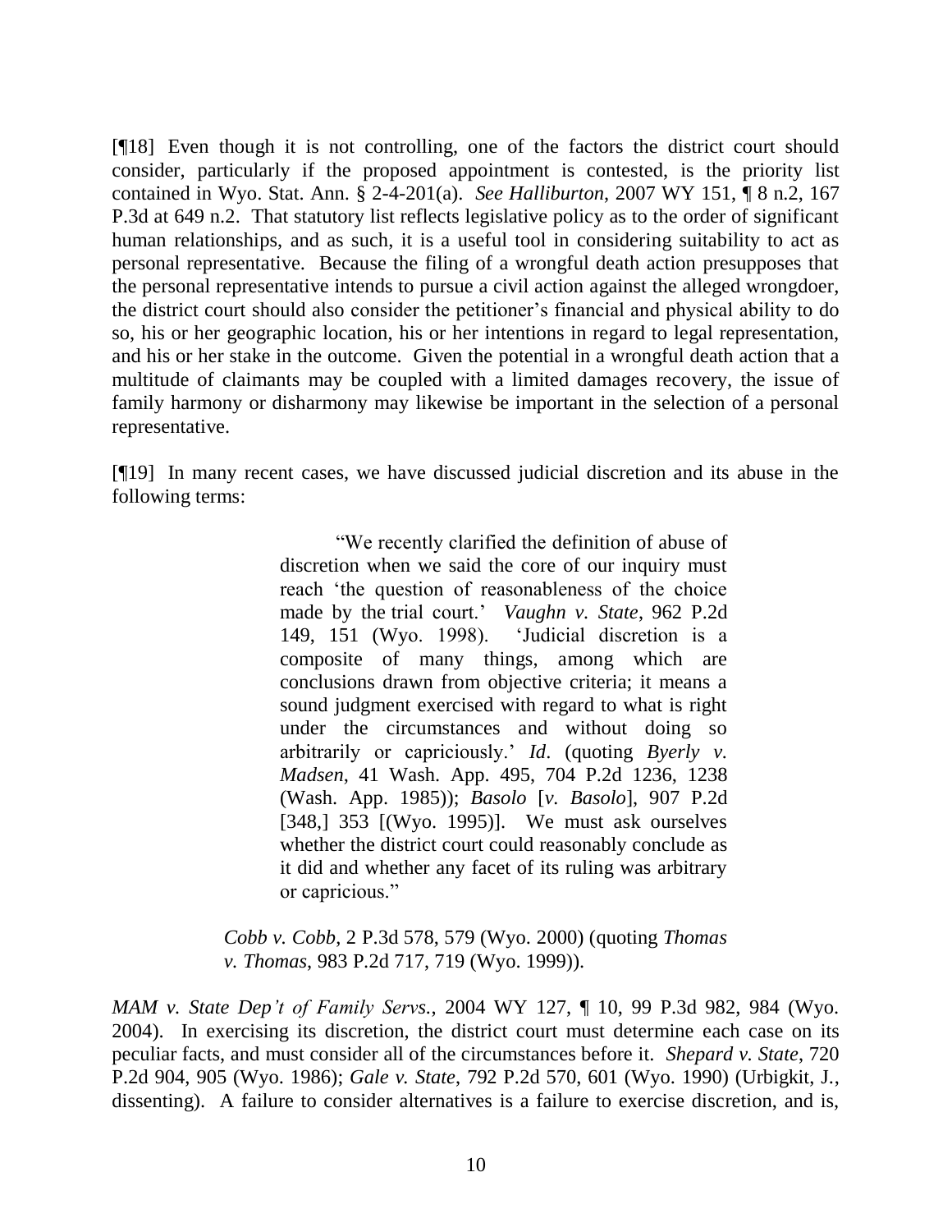[¶18] Even though it is not controlling, one of the factors the district court should consider, particularly if the proposed appointment is contested, is the priority list contained in Wyo. Stat. Ann. § 2-4-201(a). *See Halliburton*, 2007 WY 151, ¶ 8 n.2, 167 P.3d at 649 n.2. That statutory list reflects legislative policy as to the order of significant human relationships, and as such, it is a useful tool in considering suitability to act as personal representative. Because the filing of a wrongful death action presupposes that the personal representative intends to pursue a civil action against the alleged wrongdoer, the district court should also consider the petitioner's financial and physical ability to do so, his or her geographic location, his or her intentions in regard to legal representation, and his or her stake in the outcome. Given the potential in a wrongful death action that a multitude of claimants may be coupled with a limited damages recovery, the issue of family harmony or disharmony may likewise be important in the selection of a personal representative.

[¶19] In many recent cases, we have discussed judicial discretion and its abuse in the following terms:

> "We recently clarified the definition of abuse of discretion when we said the core of our inquiry must reach 'the question of reasonableness of the choice made by the trial court.' *Vaughn v. State*, 962 P.2d 149, 151 (Wyo. 1998). 'Judicial discretion is a composite of many things, among which are conclusions drawn from objective criteria; it means a sound judgment exercised with regard to what is right under the circumstances and without doing so arbitrarily or capriciously.' *Id*. (quoting *Byerly v. Madsen*, 41 Wash. App. 495, 704 P.2d 1236, 1238 (Wash. App. 1985)); *Basolo* [*v. Basolo*], 907 P.2d [348,] 353 [(Wyo. 1995)]. We must ask ourselves whether the district court could reasonably conclude as it did and whether any facet of its ruling was arbitrary or capricious."
>
> *Cobb v. Cobb*, 2 P.3d 578, 579 (Wyo. 2000) (quoting *Thomas v. Thomas*, 983 P.2d 717, 719 (Wyo. 1999)).

*MAM v. State Dep't of Family Servs.*, 2004 WY 127, ¶ 10, 99 P.3d 982, 984 (Wyo. 2004). In exercising its discretion, the district court must determine each case on its peculiar facts, and must consider all of the circumstances before it. *Shepard v. State*, 720 P.2d 904, 905 (Wyo. 1986); *Gale v. State*, 792 P.2d 570, 601 (Wyo. 1990) (Urbigkit, J., dissenting). A failure to consider alternatives is a failure to exercise discretion, and is,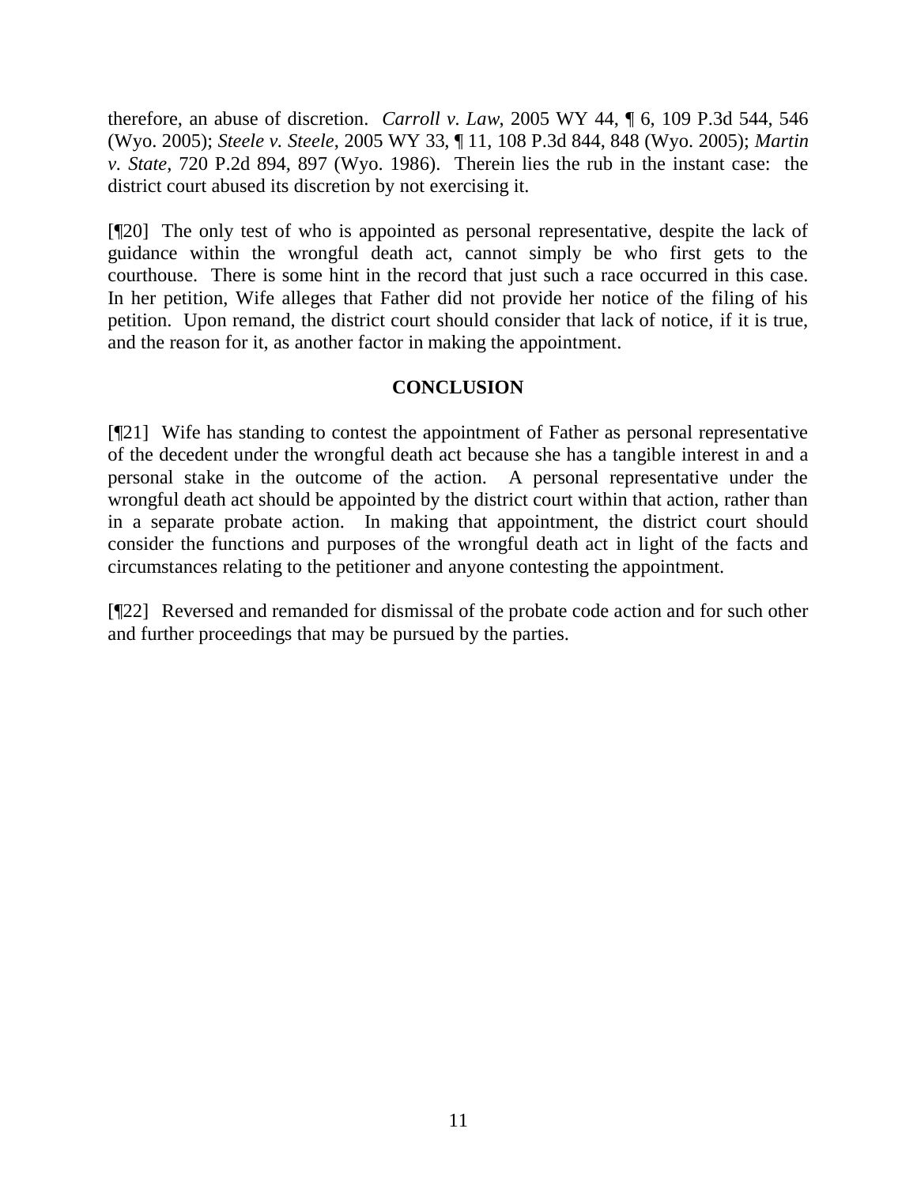therefore, an abuse of discretion. *Carroll v. Law*, 2005 WY 44, ¶ 6, 109 P.3d 544, 546 (Wyo. 2005); *Steele v. Steele*, 2005 WY 33, ¶ 11, 108 P.3d 844, 848 (Wyo. 2005); *Martin v. State*, 720 P.2d 894, 897 (Wyo. 1986). Therein lies the rub in the instant case: the district court abused its discretion by not exercising it.

[¶20] The only test of who is appointed as personal representative, despite the lack of guidance within the wrongful death act, cannot simply be who first gets to the courthouse. There is some hint in the record that just such a race occurred in this case. In her petition, Wife alleges that Father did not provide her notice of the filing of his petition. Upon remand, the district court should consider that lack of notice, if it is true, and the reason for it, as another factor in making the appointment.

## CONCLUSION

[¶21] Wife has standing to contest the appointment of Father as personal representative of the decedent under the wrongful death act because she has a tangible interest in and a personal stake in the outcome of the action. A personal representative under the wrongful death act should be appointed by the district court within that action, rather than in a separate probate action. In making that appointment, the district court should consider the functions and purposes of the wrongful death act in light of the facts and circumstances relating to the petitioner and anyone contesting the appointment.

[¶22] Reversed and remanded for dismissal of the probate code action and for such other and further proceedings that may be pursued by the parties.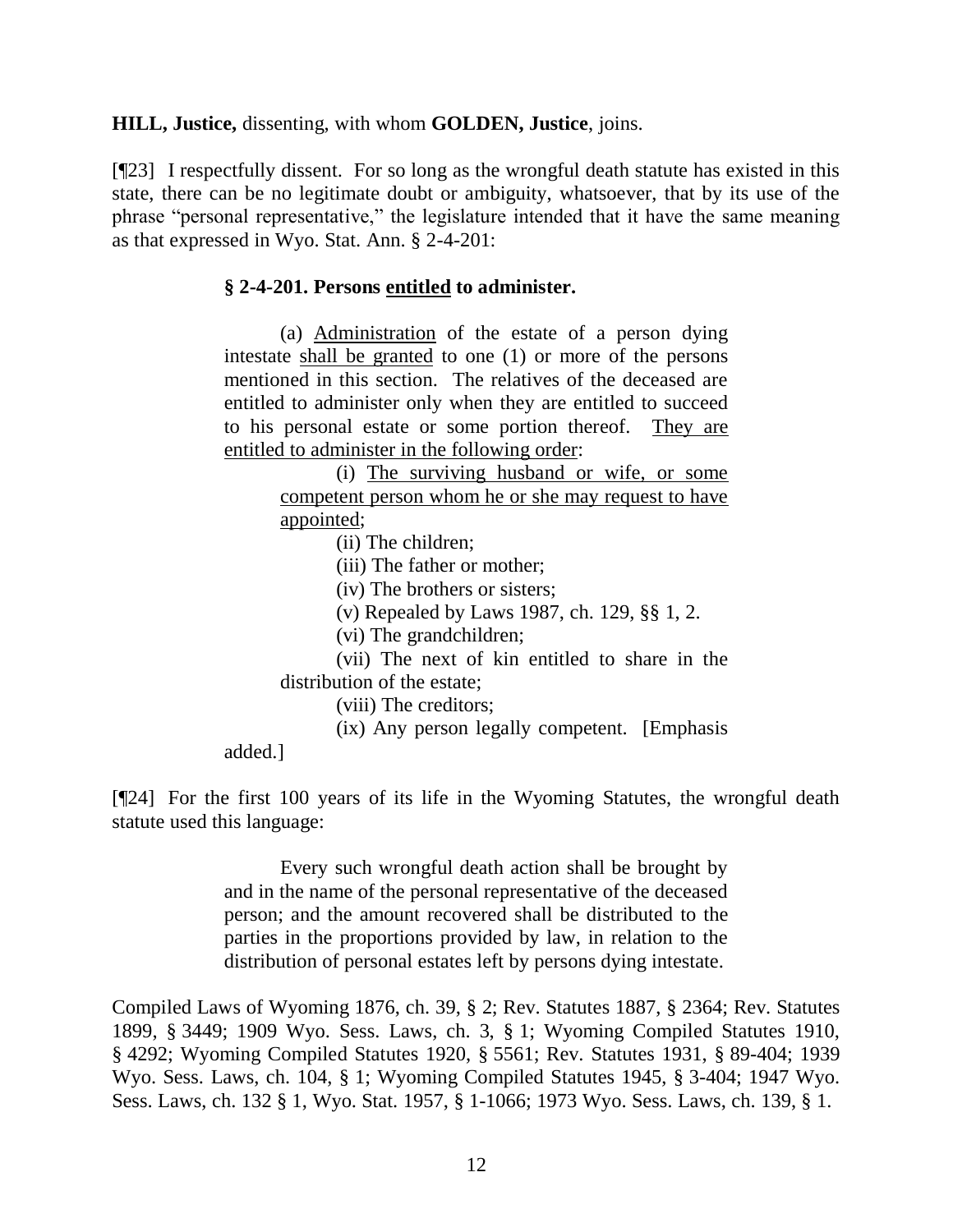**HILL, Justice,** dissenting, with whom **GOLDEN, Justice**, joins.

[¶23] I respectfully dissent. For so long as the wrongful death statute has existed in this state, there can be no legitimate doubt or ambiguity, whatsoever, that by its use of the phrase "personal representative," the legislature intended that it have the same meaning as that expressed in Wyo. Stat. Ann. § 2-4-201:

> **§ 2-4-201. Persons entitled to administer.**
>
> (a) Administration of the estate of a person dying intestate shall be granted to one (1) or more of the persons mentioned in this section. The relatives of the deceased are entitled to administer only when they are entitled to succeed to his personal estate or some portion thereof. They are entitled to administer in the following order:
>
> (i) The surviving husband or wife, or some competent person whom he or she may request to have appointed;
>
> (ii) The children;
>
> (iii) The father or mother;
>
> (iv) The brothers or sisters;
>
> (v) Repealed by Laws 1987, ch. 129, §§ 1, 2.
>
> (vi) The grandchildren;
>
> (vii) The next of kin entitled to share in the distribution of the estate;
>
> (viii) The creditors;
>
> (ix) Any person legally competent. [Emphasis added.]

[¶24] For the first 100 years of its life in the Wyoming Statutes, the wrongful death statute used this language:

> Every such wrongful death action shall be brought by and in the name of the personal representative of the deceased person; and the amount recovered shall be distributed to the parties in the proportions provided by law, in relation to the distribution of personal estates left by persons dying intestate.

Compiled Laws of Wyoming 1876, ch. 39, § 2; Rev. Statutes 1887, § 2364; Rev. Statutes 1899, § 3449; 1909 Wyo. Sess. Laws, ch. 3, § 1; Wyoming Compiled Statutes 1910, § 4292; Wyoming Compiled Statutes 1920, § 5561; Rev. Statutes 1931, § 89-404; 1939 Wyo. Sess. Laws, ch. 104, § 1; Wyoming Compiled Statutes 1945, § 3-404; 1947 Wyo. Sess. Laws, ch. 132 § 1, Wyo. Stat. 1957, § 1-1066; 1973 Wyo. Sess. Laws, ch. 139, § 1.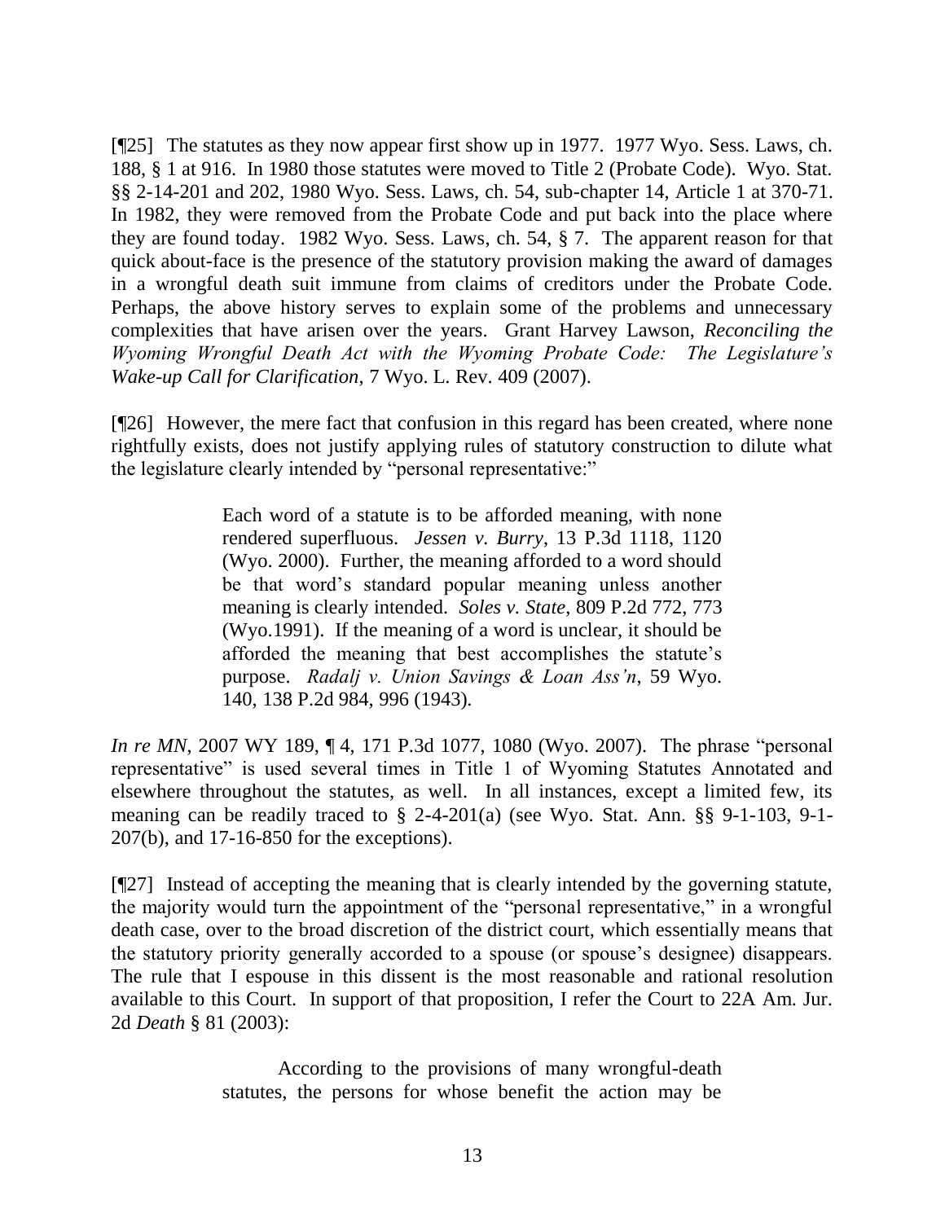[¶25] The statutes as they now appear first show up in 1977. 1977 Wyo. Sess. Laws, ch. 188, § 1 at 916. In 1980 those statutes were moved to Title 2 (Probate Code). Wyo. Stat. §§ 2-14-201 and 202, 1980 Wyo. Sess. Laws, ch. 54, sub-chapter 14, Article 1 at 370-71. In 1982, they were removed from the Probate Code and put back into the place where they are found today. 1982 Wyo. Sess. Laws, ch. 54, § 7. The apparent reason for that quick about-face is the presence of the statutory provision making the award of damages in a wrongful death suit immune from claims of creditors under the Probate Code. Perhaps, the above history serves to explain some of the problems and unnecessary complexities that have arisen over the years. Grant Harvey Lawson, *Reconciling the Wyoming Wrongful Death Act with the Wyoming Probate Code: The Legislature's Wake-up Call for Clarification*, 7 Wyo. L. Rev. 409 (2007).

[¶26] However, the mere fact that confusion in this regard has been created, where none rightfully exists, does not justify applying rules of statutory construction to dilute what the legislature clearly intended by "personal representative:"

> Each word of a statute is to be afforded meaning, with none rendered superfluous. *Jessen v. Burry*, 13 P.3d 1118, 1120 (Wyo. 2000). Further, the meaning afforded to a word should be that word's standard popular meaning unless another meaning is clearly intended. *Soles v. State*, 809 P.2d 772, 773 (Wyo.1991). If the meaning of a word is unclear, it should be afforded the meaning that best accomplishes the statute's purpose. *Radalj v. Union Savings & Loan Ass'n*, 59 Wyo. 140, 138 P.2d 984, 996 (1943).

*In re MN*, 2007 WY 189, ¶ 4, 171 P.3d 1077, 1080 (Wyo. 2007). The phrase "personal representative" is used several times in Title 1 of Wyoming Statutes Annotated and elsewhere throughout the statutes, as well. In all instances, except a limited few, its meaning can be readily traced to § 2-4-201(a) (see Wyo. Stat. Ann. §§ 9-1-103, 9-1-207(b), and 17-16-850 for the exceptions).

[¶27] Instead of accepting the meaning that is clearly intended by the governing statute, the majority would turn the appointment of the "personal representative," in a wrongful death case, over to the broad discretion of the district court, which essentially means that the statutory priority generally accorded to a spouse (or spouse's designee) disappears. The rule that I espouse in this dissent is the most reasonable and rational resolution available to this Court. In support of that proposition, I refer the Court to 22A Am. Jur. 2d *Death* § 81 (2003):

> According to the provisions of many wrongful-death statutes, the persons for whose benefit the action may be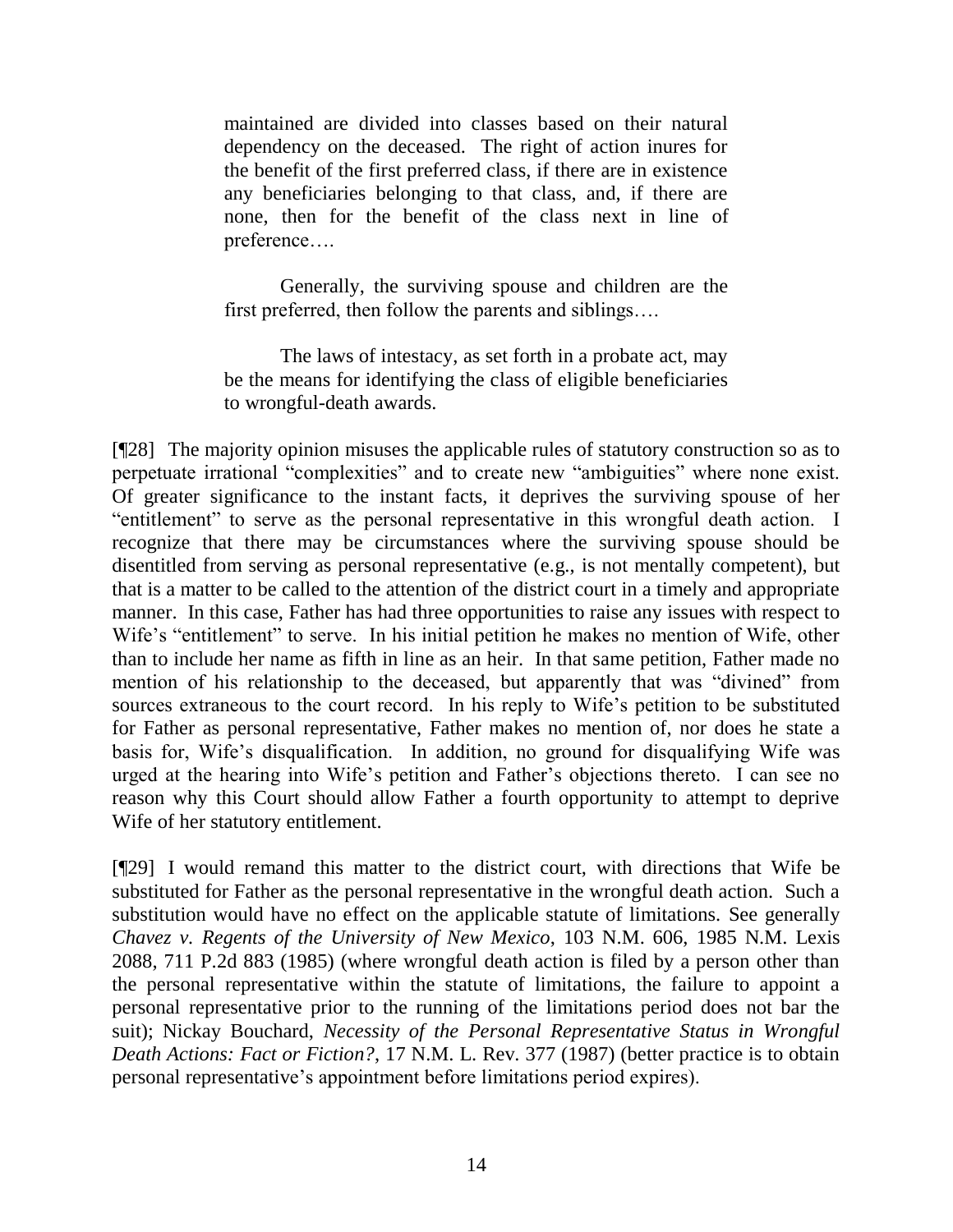> maintained are divided into classes based on their natural dependency on the deceased. The right of action inures for the benefit of the first preferred class, if there are in existence any beneficiaries belonging to that class, and, if there are none, then for the benefit of the class next in line of preference….
>
> Generally, the surviving spouse and children are the first preferred, then follow the parents and siblings….
>
> The laws of intestacy, as set forth in a probate act, may be the means for identifying the class of eligible beneficiaries to wrongful-death awards.

[¶28] The majority opinion misuses the applicable rules of statutory construction so as to perpetuate irrational "complexities" and to create new "ambiguities" where none exist. Of greater significance to the instant facts, it deprives the surviving spouse of her "entitlement" to serve as the personal representative in this wrongful death action. I recognize that there may be circumstances where the surviving spouse should be disentitled from serving as personal representative (e.g., is not mentally competent), but that is a matter to be called to the attention of the district court in a timely and appropriate manner. In this case, Father has had three opportunities to raise any issues with respect to Wife's "entitlement" to serve. In his initial petition he makes no mention of Wife, other than to include her name as fifth in line as an heir. In that same petition, Father made no mention of his relationship to the deceased, but apparently that was "divined" from sources extraneous to the court record. In his reply to Wife's petition to be substituted for Father as personal representative, Father makes no mention of, nor does he state a basis for, Wife's disqualification. In addition, no ground for disqualifying Wife was urged at the hearing into Wife's petition and Father's objections thereto. I can see no reason why this Court should allow Father a fourth opportunity to attempt to deprive Wife of her statutory entitlement.

[¶29] I would remand this matter to the district court, with directions that Wife be substituted for Father as the personal representative in the wrongful death action. Such a substitution would have no effect on the applicable statute of limitations. See generally *Chavez v. Regents of the University of New Mexico*, 103 N.M. 606, 1985 N.M. Lexis 2088, 711 P.2d 883 (1985) (where wrongful death action is filed by a person other than the personal representative within the statute of limitations, the failure to appoint a personal representative prior to the running of the limitations period does not bar the suit); Nickay Bouchard, *Necessity of the Personal Representative Status in Wrongful Death Actions: Fact or Fiction?*, 17 N.M. L. Rev. 377 (1987) (better practice is to obtain personal representative's appointment before limitations period expires).